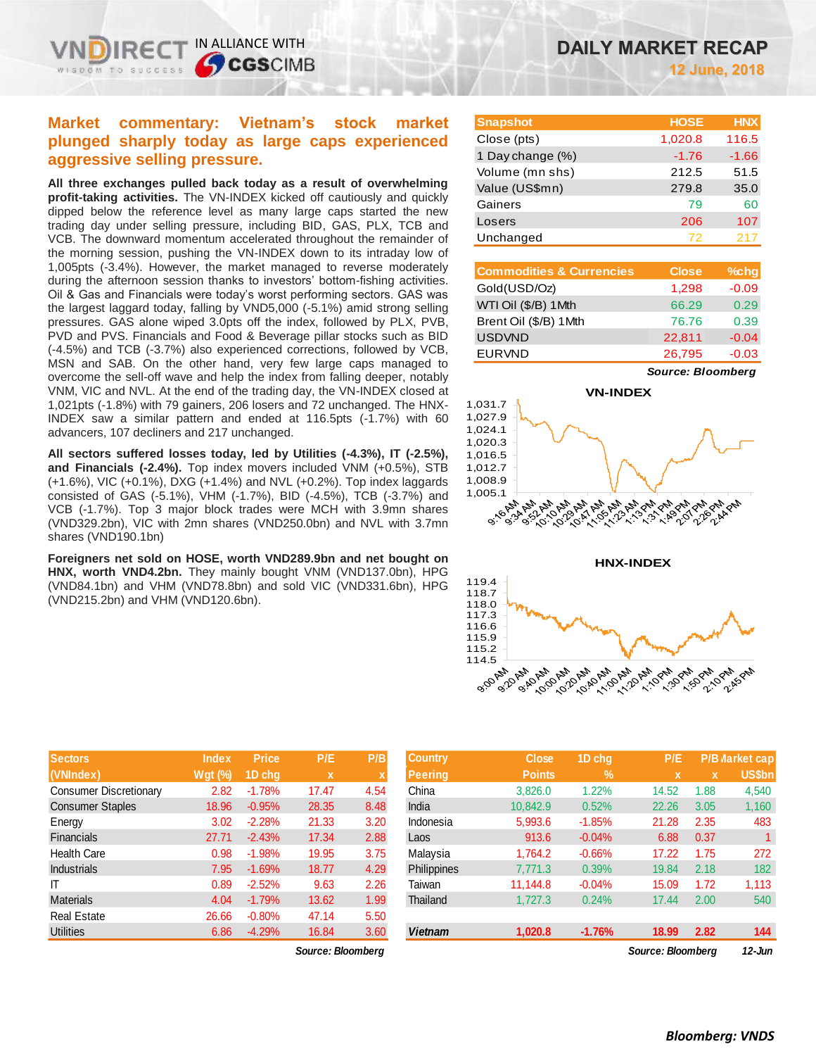# DAILY MARKET RECAP

**12 June, 2018**

## Market commentary: Vietnam's stock market plunged sharply today as large caps experienced aggressive selling pressure.

**All three exchanges pulled back today as a result of overwhelming profit-taking activities.** The VN-INDEX kicked off cautiously and quickly dipped below the reference level as many large caps started the new trading day under selling pressure, including BID, GAS, PLX, TCB and VCB. The downward momentum accelerated throughout the remainder of the morning session, pushing the VN-INDEX down to its intraday low of 1,005pts (-3.4%). However, the market managed to reverse moderately during the afternoon session thanks to investors' bottom-fishing activities. Oil & Gas and Financials were today's worst performing sectors. GAS was the largest laggard today, falling by VND5,000 (-5.1%) amid strong selling pressures. GAS alone wiped 3.0pts off the index, followed by PLX, PVB, PVD and PVS. Financials and Food & Beverage pillar stocks such as BID (-4.5%) and TCB (-3.7%) also experienced corrections, followed by VCB, MSN and SAB. On the other hand, very few large caps managed to overcome the sell-off wave and help the index from falling deeper, notably VNM, VIC and NVL. At the end of the trading day, the VN-INDEX closed at 1,021pts (-1.8%) with 79 gainers, 206 losers and 72 unchanged. The HNX-INDEX saw a similar pattern and ended at 116.5pts (-1.7%) with 60 advancers, 107 decliners and 217 unchanged.

**All sectors suffered losses today, led by Utilities (-4.3%), IT (-2.5%), and Financials (-2.4%).** Top index movers included VNM (+0.5%), STB (+1.6%), VIC (+0.1%), DXG (+1.4%) and NVL (+0.2%). Top index laggards consisted of GAS (-5.1%), VHM (-1.7%), BID (-4.5%), TCB (-3.7%) and VCB (-1.7%). Top 3 major block trades were MCH with 3.9mn shares (VND329.2bn), VIC with 2mn shares (VND250.0bn) and NVL with 3.7mn shares (VND190.1bn)

**Foreigners net sold on HOSE, worth VND289.9bn and net bought on HNX, worth VND4.2bn.** They mainly bought VNM (VND137.0bn), HPG (VND84.1bn) and VHM (VND78.8bn) and sold VIC (VND331.6bn), HPG (VND215.2bn) and VHM (VND120.6bn).

| Snapshot | HOSE | HNX |
|---|---|---|
| Close (pts) | 1,020.8 | 116.5 |
| 1 Day change (%) | -1.76 | -1.66 |
| Volume (mn shs) | 212.5 | 51.5 |
| Value (US$mn) | 279.8 | 35.0 |
| Gainers | 79 | 60 |
| Losers | 206 | 107 |
| Unchanged | 72 | 217 |

| Commodities & Currencies | Close | %chg |
|---|---|---|
| Gold(USD/Oz) | 1,298 | -0.09 |
| WTI Oil ($/B) 1Mth | 66.29 | 0.29 |
| Brent Oil ($/B) 1Mth | 76.76 | 0.39 |
| USDVND | 22,811 | -0.04 |
| EURVND | 26,795 | -0.03 |

*Source: Bloomberg*

**VN-INDEX**

**HNX-INDEX**

| Sectors (VNIndex) | Index Wgt (%) | Price 1D chg | P/E x | P/B x |
|---|---|---|---|---|
| Consumer Discretionary | 2.82 | -1.78% | 17.47 | 4.54 |
| Consumer Staples | 18.96 | -0.95% | 28.35 | 8.48 |
| Energy | 3.02 | -2.28% | 21.33 | 3.20 |
| Financials | 27.71 | -2.43% | 17.34 | 2.88 |
| Health Care | 0.98 | -1.98% | 19.95 | 3.75 |
| Industrials | 7.95 | -1.69% | 18.77 | 4.29 |
| IT | 0.89 | -2.52% | 9.63 | 2.26 |
| Materials | 4.04 | -1.79% | 13.62 | 1.99 |
| Real Estate | 26.66 | -0.80% | 47.14 | 5.50 |
| Utilities | 6.86 | -4.29% | 16.84 | 3.60 |

*Source: Bloomberg*

| Country Peering | Close Points | 1D chg % | P/E x | P/B x | Market cap US$bn |
|---|---|---|---|---|---|
| China | 3,826.0 | 1.22% | 14.52 | 1.88 | 4,540 |
| India | 10,842.9 | 0.52% | 22.26 | 3.05 | 1,160 |
| Indonesia | 5,993.6 | -1.85% | 21.28 | 2.35 | 483 |
| Laos | 913.6 | -0.04% | 6.88 | 0.37 | 1 |
| Malaysia | 1,764.2 | -0.66% | 17.22 | 1.75 | 272 |
| Philippines | 7,771.3 | 0.39% | 19.84 | 2.18 | 182 |
| Taiwan | 11,144.8 | -0.04% | 15.09 | 1.72 | 1,113 |
| Thailand | 1,727.3 | 0.24% | 17.44 | 2.00 | 540 |
| ***Vietnam*** | **1,020.8** | **-1.76%** | **18.99** | **2.82** | **144** |

*Source: Bloomberg* *12-Jun*

***Bloomberg: VNDS***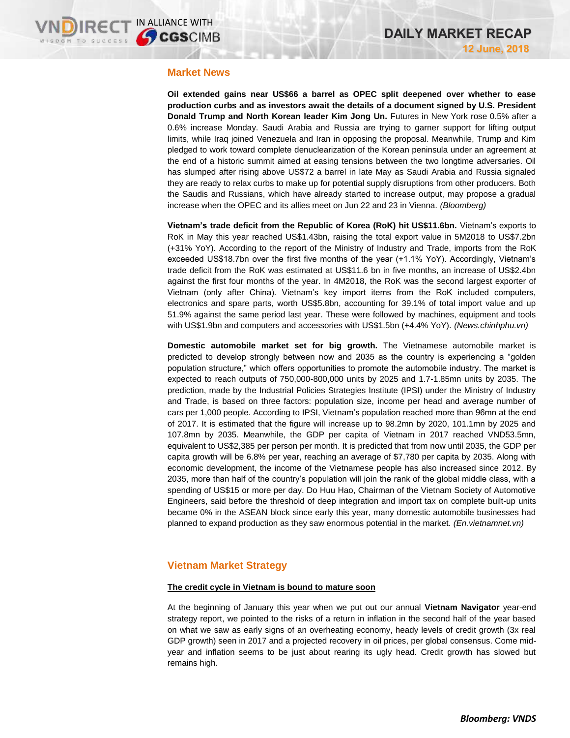## Market News

**Oil extended gains near US$66 a barrel as OPEC split deepened over whether to ease production curbs and as investors await the details of a document signed by U.S. President Donald Trump and North Korean leader Kim Jong Un.** Futures in New York rose 0.5% after a 0.6% increase Monday. Saudi Arabia and Russia are trying to garner support for lifting output limits, while Iraq joined Venezuela and Iran in opposing the proposal. Meanwhile, Trump and Kim pledged to work toward complete denuclearization of the Korean peninsula under an agreement at the end of a historic summit aimed at easing tensions between the two longtime adversaries. Oil has slumped after rising above US$72 a barrel in late May as Saudi Arabia and Russia signaled they are ready to relax curbs to make up for potential supply disruptions from other producers. Both the Saudis and Russians, which have already started to increase output, may propose a gradual increase when the OPEC and its allies meet on Jun 22 and 23 in Vienna. *(Bloomberg)*

**Vietnam's trade deficit from the Republic of Korea (RoK) hit US$11.6bn.** Vietnam's exports to RoK in May this year reached US$1.43bn, raising the total export value in 5M2018 to US$7.2bn (+31% YoY). According to the report of the Ministry of Industry and Trade, imports from the RoK exceeded US$18.7bn over the first five months of the year (+1.1% YoY). Accordingly, Vietnam's trade deficit from the RoK was estimated at US$11.6 bn in five months, an increase of US$2.4bn against the first four months of the year. In 4M2018, the RoK was the second largest exporter of Vietnam (only after China). Vietnam's key import items from the RoK included computers, electronics and spare parts, worth US$5.8bn, accounting for 39.1% of total import value and up 51.9% against the same period last year. These were followed by machines, equipment and tools with US$1.9bn and computers and accessories with US$1.5bn (+4.4% YoY). *(News.chinhphu.vn)*

**Domestic automobile market set for big growth.** The Vietnamese automobile market is predicted to develop strongly between now and 2035 as the country is experiencing a "golden population structure," which offers opportunities to promote the automobile industry. The market is expected to reach outputs of 750,000-800,000 units by 2025 and 1.7-1.85mn units by 2035. The prediction, made by the Industrial Policies Strategies Institute (IPSI) under the Ministry of Industry and Trade, is based on three factors: population size, income per head and average number of cars per 1,000 people. According to IPSI, Vietnam's population reached more than 96mn at the end of 2017. It is estimated that the figure will increase up to 98.2mn by 2020, 101.1mn by 2025 and 107.8mn by 2035. Meanwhile, the GDP per capita of Vietnam in 2017 reached VND53.5mn, equivalent to US$2,385 per person per month. It is predicted that from now until 2035, the GDP per capita growth will be 6.8% per year, reaching an average of $7,780 per capita by 2035. Along with economic development, the income of the Vietnamese people has also increased since 2012. By 2035, more than half of the country's population will join the rank of the global middle class, with a spending of US$15 or more per day. Do Huu Hao, Chairman of the Vietnam Society of Automotive Engineers, said before the threshold of deep integration and import tax on complete built-up units became 0% in the ASEAN block since early this year, many domestic automobile businesses had planned to expand production as they saw enormous potential in the market. *(En.vietnamnet.vn)*

## Vietnam Market Strategy

### The credit cycle in Vietnam is bound to mature soon

At the beginning of January this year when we put out our annual **Vietnam Navigator** year-end strategy report, we pointed to the risks of a return in inflation in the second half of the year based on what we saw as early signs of an overheating economy, heady levels of credit growth (3x real GDP growth) seen in 2017 and a projected recovery in oil prices, per global consensus. Come mid-year and inflation seems to be just about rearing its ugly head. Credit growth has slowed but remains high.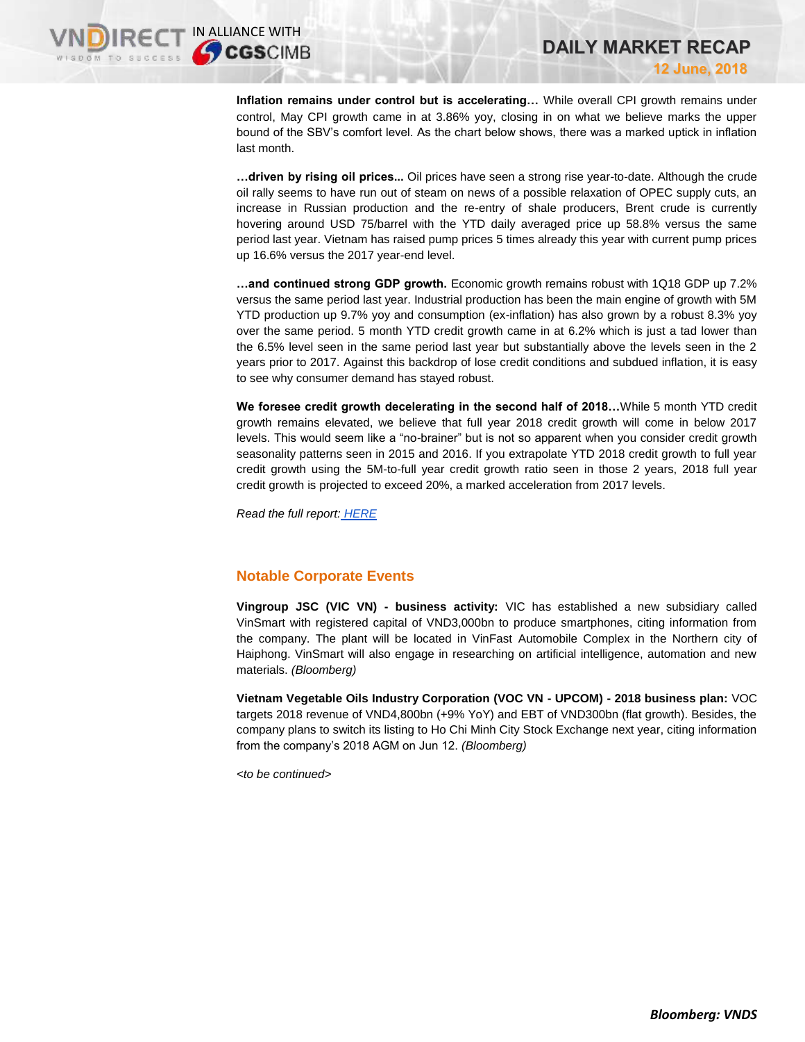**Inflation remains under control but is accelerating…** While overall CPI growth remains under control, May CPI growth came in at 3.86% yoy, closing in on what we believe marks the upper bound of the SBV's comfort level. As the chart below shows, there was a marked uptick in inflation last month.

**…driven by rising oil prices...** Oil prices have seen a strong rise year-to-date. Although the crude oil rally seems to have run out of steam on news of a possible relaxation of OPEC supply cuts, an increase in Russian production and the re-entry of shale producers, Brent crude is currently hovering around USD 75/barrel with the YTD daily averaged price up 58.8% versus the same period last year. Vietnam has raised pump prices 5 times already this year with current pump prices up 16.6% versus the 2017 year-end level.

**…and continued strong GDP growth.** Economic growth remains robust with 1Q18 GDP up 7.2% versus the same period last year. Industrial production has been the main engine of growth with 5M YTD production up 9.7% yoy and consumption (ex-inflation) has also grown by a robust 8.3% yoy over the same period. 5 month YTD credit growth came in at 6.2% which is just a tad lower than the 6.5% level seen in the same period last year but substantially above the levels seen in the 2 years prior to 2017. Against this backdrop of lose credit conditions and subdued inflation, it is easy to see why consumer demand has stayed robust.

**We foresee credit growth decelerating in the second half of 2018…**While 5 month YTD credit growth remains elevated, we believe that full year 2018 credit growth will come in below 2017 levels. This would seem like a "no-brainer" but is not so apparent when you consider credit growth seasonality patterns seen in 2015 and 2016. If you extrapolate YTD 2018 credit growth to full year credit growth using the 5M-to-full year credit growth ratio seen in those 2 years, 2018 full year credit growth is projected to exceed 20%, a marked acceleration from 2017 levels.

*Read the full report: HERE*

## Notable Corporate Events

**Vingroup JSC (VIC VN) - business activity:** VIC has established a new subsidiary called VinSmart with registered capital of VND3,000bn to produce smartphones, citing information from the company. The plant will be located in VinFast Automobile Complex in the Northern city of Haiphong. VinSmart will also engage in researching on artificial intelligence, automation and new materials. *(Bloomberg)*

**Vietnam Vegetable Oils Industry Corporation (VOC VN - UPCOM) - 2018 business plan:** VOC targets 2018 revenue of VND4,800bn (+9% YoY) and EBT of VND300bn (flat growth). Besides, the company plans to switch its listing to Ho Chi Minh City Stock Exchange next year, citing information from the company's 2018 AGM on Jun 12. *(Bloomberg)*

*<to be continued>*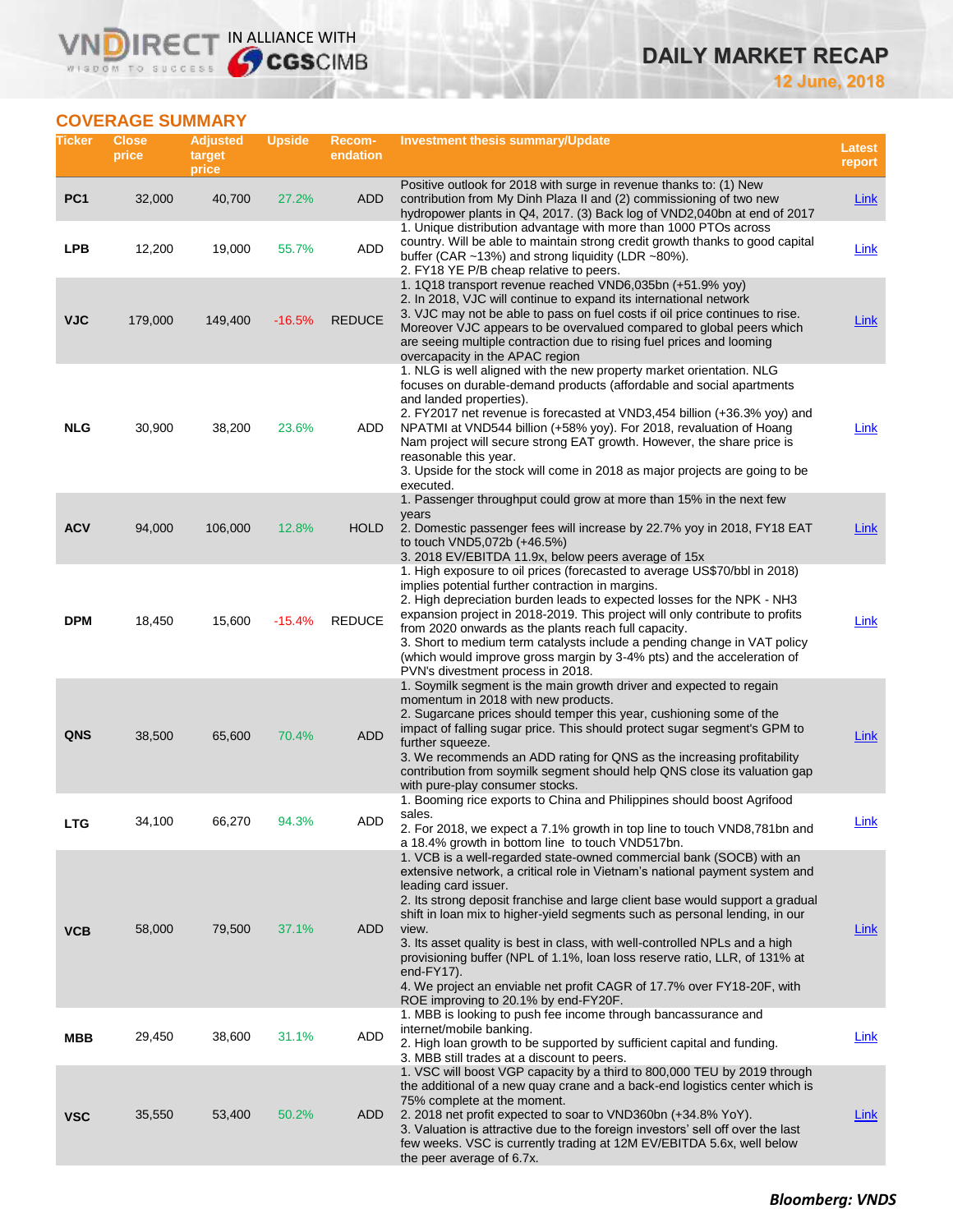# DAILY MARKET RECAP

12 June, 2018

## COVERAGE SUMMARY

| Ticker | Close price | Adjusted target price | Upside | Recom-endation | Investment thesis summary/Update | Latest report |
|---|---|---|---|---|---|---|
| PC1 | 32,000 | 40,700 | 27.2% | ADD | Positive outlook for 2018 with surge in revenue thanks to: (1) New contribution from My Dinh Plaza II and (2) commissioning of two new hydropower plants in Q4, 2017. (3) Back log of VND2,040bn at end of 2017 | Link |
| LPB | 12,200 | 19,000 | 55.7% | ADD | 1. Unique distribution advantage with more than 1000 PTOs across country. Will be able to maintain strong credit growth thanks to good capital buffer (CAR ~13%) and strong liquidity (LDR ~80%).<br>2. FY18 YE P/B cheap relative to peers. | Link |
| VJC | 179,000 | 149,400 | -16.5% | REDUCE | 1. 1Q18 transport revenue reached VND6,035bn (+51.9% yoy)<br>2. In 2018, VJC will continue to expand its international network<br>3. VJC may not be able to pass on fuel costs if oil price continues to rise. Moreover VJC appears to be overvalued compared to global peers which are seeing multiple contraction due to rising fuel prices and looming overcapacity in the APAC region | Link |
| NLG | 30,900 | 38,200 | 23.6% | ADD | 1. NLG is well aligned with the new property market orientation. NLG focuses on durable-demand products (affordable and social apartments and landed properties).<br>2. FY2017 net revenue is forecasted at VND3,454 billion (+36.3% yoy) and NPATMI at VND544 billion (+58% yoy). For 2018, revaluation of Hoang Nam project will secure strong EAT growth. However, the share price is reasonable this year.<br>3. Upside for the stock will come in 2018 as major projects are going to be executed. | Link |
| ACV | 94,000 | 106,000 | 12.8% | HOLD | 1. Passenger throughput could grow at more than 15% in the next few years<br>2. Domestic passenger fees will increase by 22.7% yoy in 2018, FY18 EAT to touch VND5,072b (+46.5%)<br>3. 2018 EV/EBITDA 11.9x, below peers average of 15x | Link |
| DPM | 18,450 | 15,600 | -15.4% | REDUCE | 1. High exposure to oil prices (forecasted to average US$70/bbl in 2018) implies potential further contraction in margins.<br>2. High depreciation burden leads to expected losses for the NPK - NH3 expansion project in 2018-2019. This project will only contribute to profits from 2020 onwards as the plants reach full capacity.<br>3. Short to medium term catalysts include a pending change in VAT policy (which would improve gross margin by 3-4% pts) and the acceleration of PVN's divestment process in 2018. | Link |
| QNS | 38,500 | 65,600 | 70.4% | ADD | 1. Soymilk segment is the main growth driver and expected to regain momentum in 2018 with new products.<br>2. Sugarcane prices should temper this year, cushioning some of the impact of falling sugar price. This should protect sugar segment's GPM to further squeeze.<br>3. We recommends an ADD rating for QNS as the increasing profitability contribution from soymilk segment should help QNS close its valuation gap with pure-play consumer stocks. | Link |
| LTG | 34,100 | 66,270 | 94.3% | ADD | 1. Booming rice exports to China and Philippines should boost Agrifood sales.<br>2. For 2018, we expect a 7.1% growth in top line to touch VND8,781bn and a 18.4% growth in bottom line to touch VND517bn. | Link |
| VCB | 58,000 | 79,500 | 37.1% | ADD | 1. VCB is a well-regarded state-owned commercial bank (SOCB) with an extensive network, a critical role in Vietnam's national payment system and leading card issuer.<br>2. Its strong deposit franchise and large client base would support a gradual shift in loan mix to higher-yield segments such as personal lending, in our view.<br>3. Its asset quality is best in class, with well-controlled NPLs and a high provisioning buffer (NPL of 1.1%, loan loss reserve ratio, LLR, of 131% at end-FY17).<br>4. We project an enviable net profit CAGR of 17.7% over FY18-20F, with ROE improving to 20.1% by end-FY20F. | Link |
| MBB | 29,450 | 38,600 | 31.1% | ADD | 1. MBB is looking to push fee income through bancassurance and internet/mobile banking.<br>2. High loan growth to be supported by sufficient capital and funding.<br>3. MBB still trades at a discount to peers. | Link |
| VSC | 35,550 | 53,400 | 50.2% | ADD | 1. VSC will boost VGP capacity by a third to 800,000 TEU by 2019 through the additional of a new quay crane and a back-end logistics center which is 75% complete at the moment.<br>2. 2018 net profit expected to soar to VND360bn (+34.8% YoY).<br>3. Valuation is attractive due to the foreign investors' sell off over the last few weeks. VSC is currently trading at 12M EV/EBITDA 5.6x, well below the peer average of 6.7x. | Link |

***Bloomberg: VNDS***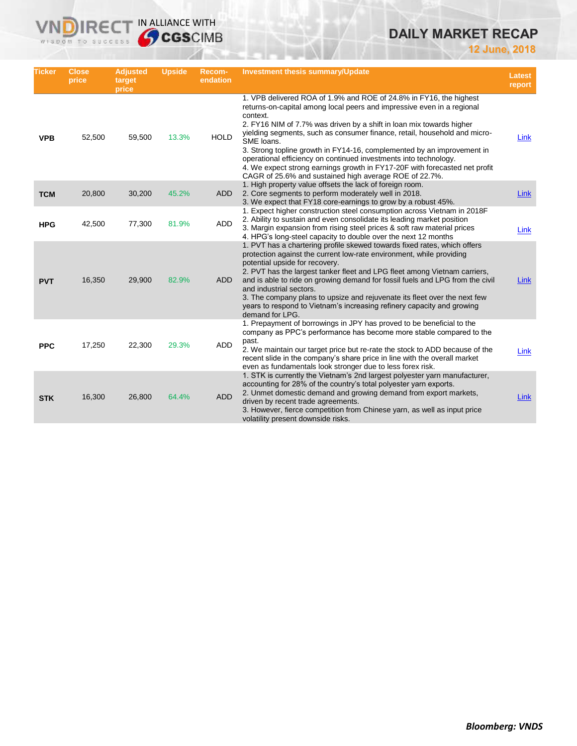| Ticker | Close price | Adjusted target price | Upside | Recom-endation | Investment thesis summary/Update | Latest report |
|---|---|---|---|---|---|---|
| VPB | 52,500 | 59,500 | 13.3% | HOLD | 1. VPB delivered ROA of 1.9% and ROE of 24.8% in FY16, the highest returns-on-capital among local peers and impressive even in a regional context.<br>2. FY16 NIM of 7.7% was driven by a shift in loan mix towards higher yielding segments, such as consumer finance, retail, household and micro-SME loans.<br>3. Strong topline growth in FY14-16, complemented by an improvement in operational efficiency on continued investments into technology.<br>4. We expect strong earnings growth in FY17-20F with forecasted net profit CAGR of 25.6% and sustained high average ROE of 22.7%. | Link |
| TCM | 20,800 | 30,200 | 45.2% | ADD | 1. High property value offsets the lack of foreign room.<br>2. Core segments to perform moderately well in 2018.<br>3. We expect that FY18 core-earnings to grow by a robust 45%. | Link |
| HPG | 42,500 | 77,300 | 81.9% | ADD | 1. Expect higher construction steel consumption across Vietnam in 2018F<br>2. Ability to sustain and even consolidate its leading market position<br>3. Margin expansion from rising steel prices & soft raw material prices<br>4. HPG's long-steel capacity to double over the next 12 months | Link |
| PVT | 16,350 | 29,900 | 82.9% | ADD | 1. PVT has a chartering profile skewed towards fixed rates, which offers protection against the current low-rate environment, while providing potential upside for recovery.<br>2. PVT has the largest tanker fleet and LPG fleet among Vietnam carriers, and is able to ride on growing demand for fossil fuels and LPG from the civil and industrial sectors.<br>3. The company plans to upsize and rejuvenate its fleet over the next few years to respond to Vietnam's increasing refinery capacity and growing demand for LPG. | Link |
| PPC | 17,250 | 22,300 | 29.3% | ADD | 1. Prepayment of borrowings in JPY has proved to be beneficial to the company as PPC's performance has become more stable compared to the past.<br>2. We maintain our target price but re-rate the stock to ADD because of the recent slide in the company's share price in line with the overall market even as fundamentals look stronger due to less forex risk. | Link |
| STK | 16,300 | 26,800 | 64.4% | ADD | 1. STK is currently the Vietnam's 2nd largest polyester yarn manufacturer, accounting for 28% of the country's total polyester yarn exports.<br>2. Unmet domestic demand and growing demand from export markets, driven by recent trade agreements.<br>3. However, fierce competition from Chinese yarn, as well as input price volatility present downside risks. | Link |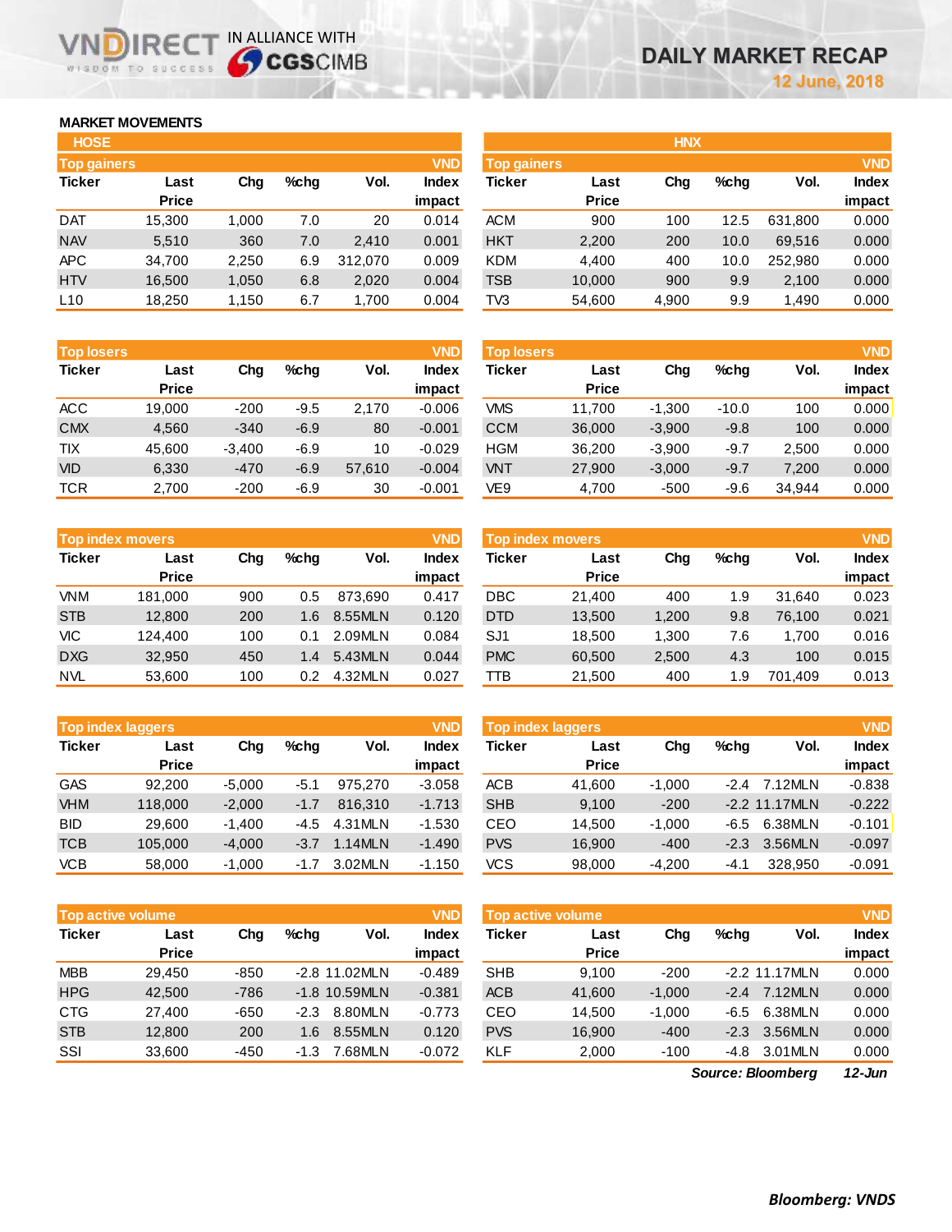# DAILY MARKET RECAP

**12 June, 2018**

VNDIRECT IN ALLIANCE WITH CGSCIMB

## MARKET MOVEMENTS

### HOSE

**Top gainers** (VND)

| Ticker | Last Price | Chg | %chg | Vol. | Index impact |
|---|---|---|---|---|---|
| DAT | 15,300 | 1,000 | 7.0 | 20 | 0.014 |
| NAV | 5,510 | 360 | 7.0 | 2,410 | 0.001 |
| APC | 34,700 | 2,250 | 6.9 | 312,070 | 0.009 |
| HTV | 16,500 | 1,050 | 6.8 | 2,020 | 0.004 |
| L10 | 18,250 | 1,150 | 6.7 | 1,700 | 0.004 |

**Top losers** (VND)

| Ticker | Last Price | Chg | %chg | Vol. | Index impact |
|---|---|---|---|---|---|
| ACC | 19,000 | -200 | -9.5 | 2,170 | -0.006 |
| CMX | 4,560 | -340 | -6.9 | 80 | -0.001 |
| TIX | 45,600 | -3,400 | -6.9 | 10 | -0.029 |
| VID | 6,330 | -470 | -6.9 | 57,610 | -0.004 |
| TCR | 2,700 | -200 | -6.9 | 30 | -0.001 |

**Top index movers** (VND)

| Ticker | Last Price | Chg | %chg | Vol. | Index impact |
|---|---|---|---|---|---|
| VNM | 181,000 | 900 | 0.5 | 873,690 | 0.417 |
| STB | 12,800 | 200 | 1.6 | 8.55MLN | 0.120 |
| VIC | 124,400 | 100 | 0.1 | 2.09MLN | 0.084 |
| DXG | 32,950 | 450 | 1.4 | 5.43MLN | 0.044 |
| NVL | 53,600 | 100 | 0.2 | 4.32MLN | 0.027 |

**Top index laggers** (VND)

| Ticker | Last Price | Chg | %chg | Vol. | Index impact |
|---|---|---|---|---|---|
| GAS | 92,200 | -5,000 | -5.1 | 975,270 | -3.058 |
| VHM | 118,000 | -2,000 | -1.7 | 816,310 | -1.713 |
| BID | 29,600 | -1,400 | -4.5 | 4.31MLN | -1.530 |
| TCB | 105,000 | -4,000 | -3.7 | 1.14MLN | -1.490 |
| VCB | 58,000 | -1,000 | -1.7 | 3.02MLN | -1.150 |

**Top active volume** (VND)

| Ticker | Last Price | Chg | %chg | Vol. | Index impact |
|---|---|---|---|---|---|
| MBB | 29,450 | -850 | -2.8 | 11.02MLN | -0.489 |
| HPG | 42,500 | -786 | -1.8 | 10.59MLN | -0.381 |
| CTG | 27,400 | -650 | -2.3 | 8.80MLN | -0.773 |
| STB | 12,800 | 200 | 1.6 | 8.55MLN | 0.120 |
| SSI | 33,600 | -450 | -1.3 | 7.68MLN | -0.072 |

### HNX

**Top gainers** (VND)

| Ticker | Last Price | Chg | %chg | Vol. | Index impact |
|---|---|---|---|---|---|
| ACM | 900 | 100 | 12.5 | 631,800 | 0.000 |
| HKT | 2,200 | 200 | 10.0 | 69,516 | 0.000 |
| KDM | 4,400 | 400 | 10.0 | 252,980 | 0.000 |
| TSB | 10,000 | 900 | 9.9 | 2,100 | 0.000 |
| TV3 | 54,600 | 4,900 | 9.9 | 1,490 | 0.000 |

**Top losers** (VND)

| Ticker | Last Price | Chg | %chg | Vol. | Index impact |
|---|---|---|---|---|---|
| VMS | 11,700 | -1,300 | -10.0 | 100 | 0.000 |
| CCM | 36,000 | -3,900 | -9.8 | 100 | 0.000 |
| HGM | 36,200 | -3,900 | -9.7 | 2,500 | 0.000 |
| VNT | 27,900 | -3,000 | -9.7 | 7,200 | 0.000 |
| VE9 | 4,700 | -500 | -9.6 | 34,944 | 0.000 |

**Top index movers** (VND)

| Ticker | Last Price | Chg | %chg | Vol. | Index impact |
|---|---|---|---|---|---|
| DBC | 21,400 | 400 | 1.9 | 31,640 | 0.023 |
| DTD | 13,500 | 1,200 | 9.8 | 76,100 | 0.021 |
| SJ1 | 18,500 | 1,300 | 7.6 | 1,700 | 0.016 |
| PMC | 60,500 | 2,500 | 4.3 | 100 | 0.015 |
| TTB | 21,500 | 400 | 1.9 | 701,409 | 0.013 |

**Top index laggers** (VND)

| Ticker | Last Price | Chg | %chg | Vol. | Index impact |
|---|---|---|---|---|---|
| ACB | 41,600 | -1,000 | -2.4 | 7.12MLN | -0.838 |
| SHB | 9,100 | -200 | -2.2 | 11.17MLN | -0.222 |
| CEO | 14,500 | -1,000 | -6.5 | 6.38MLN | -0.101 |
| PVS | 16,900 | -400 | -2.3 | 3.56MLN | -0.097 |
| VCS | 98,000 | -4,200 | -4.1 | 328,950 | -0.091 |

**Top active volume** (VND)

| Ticker | Last Price | Chg | %chg | Vol. | Index impact |
|---|---|---|---|---|---|
| SHB | 9,100 | -200 | -2.2 | 11.17MLN | 0.000 |
| ACB | 41,600 | -1,000 | -2.4 | 7.12MLN | 0.000 |
| CEO | 14,500 | -1,000 | -6.5 | 6.38MLN | 0.000 |
| PVS | 16,900 | -400 | -2.3 | 3.56MLN | 0.000 |
| KLF | 2,000 | -100 | -4.8 | 3.01MLN | 0.000 |

*Source: Bloomberg* *12-Jun*

*Bloomberg: VNDS*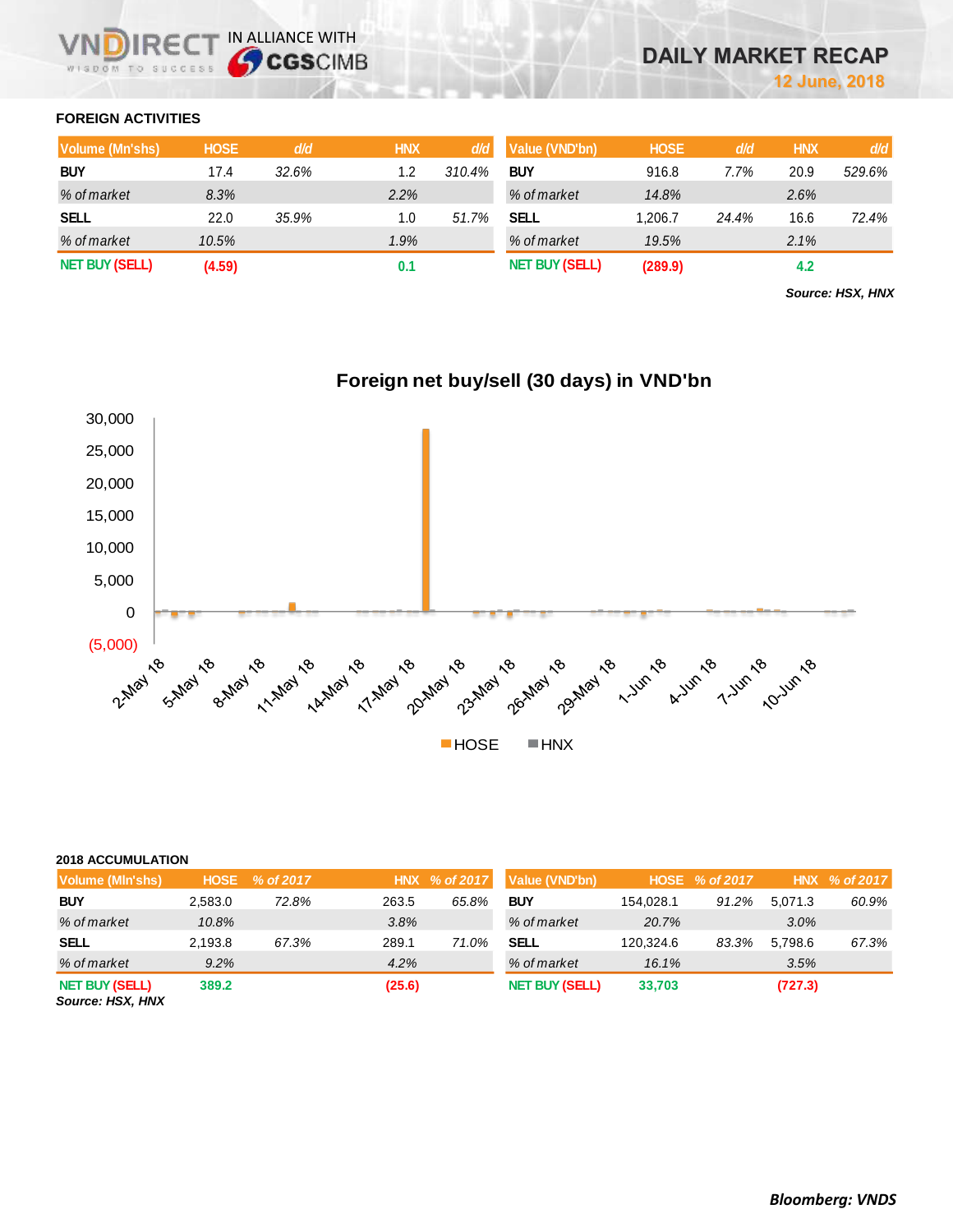DAILY MARKET RECAP

12 June, 2018

## FOREIGN ACTIVITIES

| Volume (Mn'shs) | HOSE | d/d | HNX | d/d |
|---|---|---|---|---|
| BUY | 17.4 | 32.6% | 1.2 | 310.4% |
| *% of market* | *8.3%* | | *2.2%* | |
| SELL | 22.0 | 35.9% | 1.0 | 51.7% |
| *% of market* | *10.5%* | | *1.9%* | |
| NET BUY (SELL) | (4.59) | | 0.1 | |

| Value (VND'bn) | HOSE | d/d | HNX | d/d |
|---|---|---|---|---|
| BUY | 916.8 | 7.7% | 20.9 | 529.6% |
| *% of market* | *14.8%* | | *2.6%* | |
| SELL | 1,206.7 | 24.4% | 16.6 | 72.4% |
| *% of market* | *19.5%* | | *2.1%* | |
| NET BUY (SELL) | (289.9) | | 4.2 | |

***Source: HSX, HNX***

**Foreign net buy/sell (30 days) in VND'bn**

## 2018 ACCUMULATION

| Volume (Mln'shs) | HOSE | % of 2017 | HNX | % of 2017 |
|---|---|---|---|---|
| BUY | 2,583.0 | 72.8% | 263.5 | 65.8% |
| *% of market* | *10.8%* | | *3.8%* | |
| SELL | 2,193.8 | 67.3% | 289.1 | 71.0% |
| *% of market* | *9.2%* | | *4.2%* | |
| NET BUY (SELL) | 389.2 | | (25.6) | |

| Value (VND'bn) | HOSE | % of 2017 | HNX | % of 2017 |
|---|---|---|---|---|
| BUY | 154,028.1 | 91.2% | 5,071.3 | 60.9% |
| *% of market* | *20.7%* | | *3.0%* | |
| SELL | 120,324.6 | 83.3% | 5,798.6 | 67.3% |
| *% of market* | *16.1%* | | *3.5%* | |
| NET BUY (SELL) | 33,703 | | (727.3) | |

***Source: HSX, HNX***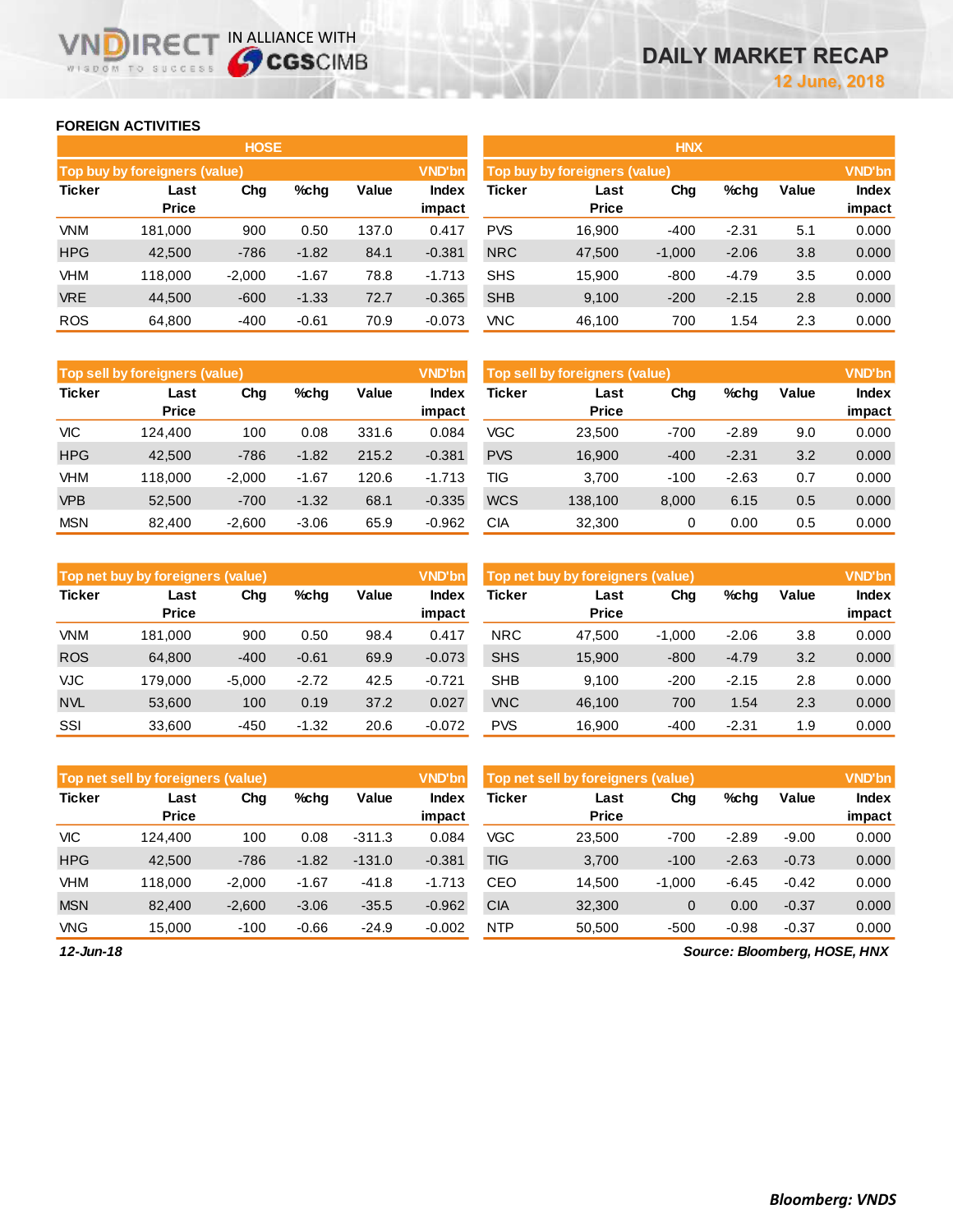## FOREIGN ACTIVITIES

### HOSE

| Top buy by foreigners (value) | | | | | VND'bn |
|---|---|---|---|---|---|
| Ticker | Last Price | Chg | %chg | Value | Index impact |
| VNM | 181,000 | 900 | 0.50 | 137.0 | 0.417 |
| HPG | 42,500 | -786 | -1.82 | 84.1 | -0.381 |
| VHM | 118,000 | -2,000 | -1.67 | 78.8 | -1.713 |
| VRE | 44,500 | -600 | -1.33 | 72.7 | -0.365 |
| ROS | 64,800 | -400 | -0.61 | 70.9 | -0.073 |

| Top sell by foreigners (value) | | | | | VND'bn |
|---|---|---|---|---|---|
| Ticker | Last Price | Chg | %chg | Value | Index impact |
| VIC | 124,400 | 100 | 0.08 | 331.6 | 0.084 |
| HPG | 42,500 | -786 | -1.82 | 215.2 | -0.381 |
| VHM | 118,000 | -2,000 | -1.67 | 120.6 | -1.713 |
| VPB | 52,500 | -700 | -1.32 | 68.1 | -0.335 |
| MSN | 82,400 | -2,600 | -3.06 | 65.9 | -0.962 |

| Top net buy by foreigners (value) | | | | | VND'bn |
|---|---|---|---|---|---|
| Ticker | Last Price | Chg | %chg | Value | Index impact |
| VNM | 181,000 | 900 | 0.50 | 98.4 | 0.417 |
| ROS | 64,800 | -400 | -0.61 | 69.9 | -0.073 |
| VJC | 179,000 | -5,000 | -2.72 | 42.5 | -0.721 |
| NVL | 53,600 | 100 | 0.19 | 37.2 | 0.027 |
| SSI | 33,600 | -450 | -1.32 | 20.6 | -0.072 |

| Top net sell by foreigners (value) | | | | | VND'bn |
|---|---|---|---|---|---|
| Ticker | Last Price | Chg | %chg | Value | Index impact |
| VIC | 124,400 | 100 | 0.08 | -311.3 | 0.084 |
| HPG | 42,500 | -786 | -1.82 | -131.0 | -0.381 |
| VHM | 118,000 | -2,000 | -1.67 | -41.8 | -1.713 |
| MSN | 82,400 | -2,600 | -3.06 | -35.5 | -0.962 |
| VNG | 15,000 | -100 | -0.66 | -24.9 | -0.002 |

### HNX

| Top buy by foreigners (value) | | | | | VND'bn |
|---|---|---|---|---|---|
| Ticker | Last Price | Chg | %chg | Value | Index impact |
| PVS | 16,900 | -400 | -2.31 | 5.1 | 0.000 |
| NRC | 47,500 | -1,000 | -2.06 | 3.8 | 0.000 |
| SHS | 15,900 | -800 | -4.79 | 3.5 | 0.000 |
| SHB | 9,100 | -200 | -2.15 | 2.8 | 0.000 |
| VNC | 46,100 | 700 | 1.54 | 2.3 | 0.000 |

| Top sell by foreigners (value) | | | | | VND'bn |
|---|---|---|---|---|---|
| Ticker | Last Price | Chg | %chg | Value | Index impact |
| VGC | 23,500 | -700 | -2.89 | 9.0 | 0.000 |
| PVS | 16,900 | -400 | -2.31 | 3.2 | 0.000 |
| TIG | 3,700 | -100 | -2.63 | 0.7 | 0.000 |
| WCS | 138,100 | 8,000 | 6.15 | 0.5 | 0.000 |
| CIA | 32,300 | 0 | 0.00 | 0.5 | 0.000 |

| Top net buy by foreigners (value) | | | | | VND'bn |
|---|---|---|---|---|---|
| Ticker | Last Price | Chg | %chg | Value | Index impact |
| NRC | 47,500 | -1,000 | -2.06 | 3.8 | 0.000 |
| SHS | 15,900 | -800 | -4.79 | 3.2 | 0.000 |
| SHB | 9,100 | -200 | -2.15 | 2.8 | 0.000 |
| VNC | 46,100 | 700 | 1.54 | 2.3 | 0.000 |
| PVS | 16,900 | -400 | -2.31 | 1.9 | 0.000 |

| Top net sell by foreigners (value) | | | | | VND'bn |
|---|---|---|---|---|---|
| Ticker | Last Price | Chg | %chg | Value | Index impact |
| VGC | 23,500 | -700 | -2.89 | -9.00 | 0.000 |
| TIG | 3,700 | -100 | -2.63 | -0.73 | 0.000 |
| CEO | 14,500 | -1,000 | -6.45 | -0.42 | 0.000 |
| CIA | 32,300 | 0 | 0.00 | -0.37 | 0.000 |
| NTP | 50,500 | -500 | -0.98 | -0.37 | 0.000 |

*12-Jun-18*

*Source: Bloomberg, HOSE, HNX*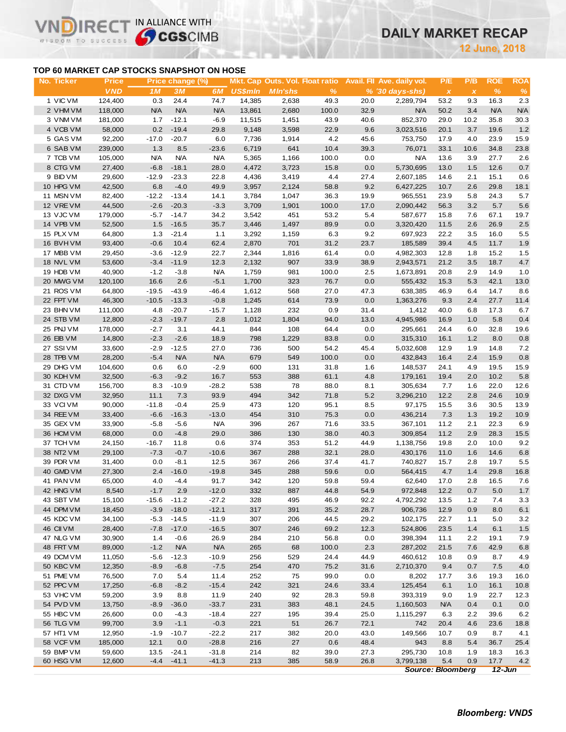# DAILY MARKET RECAP

12 June, 2018

## TOP 60 MARKET CAP STOCKS SNAPSHOT ON HOSE

| No. | Ticker | Price | Price change (%) | | | Mkt. Cap | Outs. Vol. | Float ratio | Avail. FII | Ave. daily vol. | P/E | P/B | ROE | ROA |
|---|---|---|---|---|---|---|---|---|---|---|---|---|---|---|
| | | VND | 1M | 3M | 6M | US$mln | Mln'shs | % | % | '30 days-shs) | x | x | % | % |
| 1 | VIC VM | 124,400 | 0.3 | 24.4 | 74.7 | 14,385 | 2,638 | 49.3 | 20.0 | 2,289,794 | 53.2 | 9.3 | 16.3 | 2.3 |
| 2 | VHM VM | 118,000 | N/A | N/A | N/A | 13,861 | 2,680 | 100.0 | 32.9 | N/A | 50.2 | 3.4 | N/A | N/A |
| 3 | VNM VM | 181,000 | 1.7 | -12.1 | -6.9 | 11,515 | 1,451 | 43.9 | 40.6 | 852,370 | 29.0 | 10.2 | 35.8 | 30.3 |
| 4 | VCB VM | 58,000 | 0.2 | -19.4 | 29.8 | 9,148 | 3,598 | 22.9 | 9.6 | 3,023,516 | 20.1 | 3.7 | 19.6 | 1.2 |
| 5 | GAS VM | 92,200 | -17.0 | -20.7 | 6.0 | 7,736 | 1,914 | 4.2 | 45.6 | 753,750 | 17.9 | 4.0 | 23.9 | 15.9 |
| 6 | SAB VM | 239,000 | 1.3 | 8.5 | -23.6 | 6,719 | 641 | 10.4 | 39.3 | 76,071 | 33.1 | 10.6 | 34.8 | 23.8 |
| 7 | TCB VM | 105,000 | N/A | N/A | N/A | 5,365 | 1,166 | 100.0 | 0.0 | N/A | 13.6 | 3.9 | 27.7 | 2.6 |
| 8 | CTG VM | 27,400 | -6.8 | -18.1 | 28.0 | 4,472 | 3,723 | 15.8 | 0.0 | 5,730,695 | 13.0 | 1.5 | 12.6 | 0.7 |
| 9 | BID VM | 29,600 | -12.9 | -23.3 | 22.8 | 4,436 | 3,419 | 4.4 | 27.4 | 2,607,185 | 14.6 | 2.1 | 15.1 | 0.6 |
| 10 | HPG VM | 42,500 | 6.8 | -4.0 | 49.9 | 3,957 | 2,124 | 58.8 | 9.2 | 6,427,225 | 10.7 | 2.6 | 29.8 | 18.1 |
| 11 | MSN VM | 82,400 | -12.2 | -13.4 | 14.1 | 3,784 | 1,047 | 36.3 | 19.9 | 965,551 | 23.9 | 5.8 | 24.3 | 5.7 |
| 12 | VRE VM | 44,500 | -2.6 | -20.3 | -3.3 | 3,709 | 1,901 | 100.0 | 17.0 | 2,090,442 | 56.3 | 3.2 | 5.7 | 5.6 |
| 13 | VJC VM | 179,000 | -5.7 | -14.7 | 34.2 | 3,542 | 451 | 53.2 | 5.4 | 587,677 | 15.8 | 7.6 | 67.1 | 19.7 |
| 14 | VPB VM | 52,500 | 1.5 | -16.5 | 35.7 | 3,446 | 1,497 | 89.9 | 0.0 | 3,320,420 | 11.5 | 2.6 | 26.9 | 2.5 |
| 15 | PLX VM | 64,800 | 1.3 | -21.4 | 1.1 | 3,292 | 1,159 | 6.3 | 9.2 | 697,923 | 22.2 | 3.5 | 16.0 | 5.5 |
| 16 | BVH VM | 93,400 | -0.6 | 10.4 | 62.4 | 2,870 | 701 | 31.2 | 23.7 | 185,589 | 39.4 | 4.5 | 11.7 | 1.9 |
| 17 | MBB VM | 29,450 | -3.6 | -12.9 | 22.7 | 2,344 | 1,816 | 61.4 | 0.0 | 4,982,303 | 12.8 | 1.8 | 15.2 | 1.5 |
| 18 | NVL VM | 53,600 | -3.4 | -11.9 | 12.3 | 2,132 | 907 | 33.9 | 38.9 | 2,943,571 | 21.2 | 3.5 | 18.7 | 4.7 |
| 19 | HDB VM | 40,900 | -1.2 | -3.8 | N/A | 1,759 | 981 | 100.0 | 2.5 | 1,673,891 | 20.8 | 2.9 | 14.9 | 1.0 |
| 20 | MWG VM | 120,100 | 16.6 | 2.6 | -5.1 | 1,700 | 323 | 76.7 | 0.0 | 555,432 | 15.3 | 5.3 | 42.1 | 13.0 |
| 21 | ROS VM | 64,800 | -19.5 | -43.9 | -46.4 | 1,612 | 568 | 27.0 | 47.3 | 638,385 | 46.9 | 6.4 | 14.7 | 8.6 |
| 22 | FPT VM | 46,300 | -10.5 | -13.3 | -0.8 | 1,245 | 614 | 73.9 | 0.0 | 1,363,276 | 9.3 | 2.4 | 27.7 | 11.4 |
| 23 | BHN VM | 111,000 | 4.8 | -20.7 | -15.7 | 1,128 | 232 | 0.9 | 31.4 | 1,412 | 40.0 | 6.8 | 17.3 | 6.7 |
| 24 | STB VM | 12,800 | -2.3 | -19.7 | 2.8 | 1,012 | 1,804 | 94.0 | 13.0 | 4,945,986 | 16.9 | 1.0 | 5.8 | 0.4 |
| 25 | PNJ VM | 178,000 | -2.7 | 3.1 | 44.1 | 844 | 108 | 64.4 | 0.0 | 295,661 | 24.4 | 6.0 | 32.8 | 19.6 |
| 26 | EIB VM | 14,800 | -2.3 | -2.6 | 18.9 | 798 | 1,229 | 83.8 | 0.0 | 315,310 | 16.1 | 1.2 | 8.0 | 0.8 |
| 27 | SSI VM | 33,600 | -2.9 | -12.5 | 27.0 | 736 | 500 | 54.2 | 45.4 | 5,032,608 | 12.9 | 1.9 | 14.8 | 7.2 |
| 28 | TPB VM | 28,200 | -5.4 | N/A | N/A | 679 | 549 | 100.0 | 0.0 | 432,843 | 16.4 | 2.4 | 15.9 | 0.8 |
| 29 | DHG VM | 104,600 | 0.6 | 6.0 | -2.9 | 600 | 131 | 31.8 | 1.6 | 148,537 | 24.1 | 4.9 | 19.5 | 15.9 |
| 30 | KDH VM | 32,500 | -6.3 | -9.2 | 16.7 | 553 | 388 | 61.1 | 4.8 | 179,161 | 19.4 | 2.0 | 10.2 | 5.8 |
| 31 | CTD VM | 156,700 | 8.3 | -10.9 | -28.2 | 538 | 78 | 88.0 | 8.1 | 305,634 | 7.7 | 1.6 | 22.0 | 12.6 |
| 32 | DXG VM | 32,950 | 11.1 | 7.3 | 93.9 | 494 | 342 | 71.8 | 5.2 | 3,296,210 | 12.2 | 2.8 | 24.6 | 10.9 |
| 33 | VCI VM | 90,000 | -11.8 | -0.4 | 25.9 | 473 | 120 | 95.1 | 8.5 | 97,175 | 15.5 | 3.6 | 30.5 | 13.9 |
| 34 | REE VM | 33,400 | -6.6 | -16.3 | -13.0 | 454 | 310 | 75.3 | 0.0 | 436,214 | 7.3 | 1.3 | 19.2 | 10.9 |
| 35 | GEX VM | 33,900 | -5.8 | -5.6 | N/A | 396 | 267 | 71.6 | 33.5 | 367,101 | 11.2 | 2.1 | 22.3 | 6.9 |
| 36 | HCM VM | 68,000 | 0.0 | -4.8 | 29.0 | 386 | 130 | 38.0 | 40.3 | 309,854 | 11.2 | 2.9 | 28.3 | 15.5 |
| 37 | TCH VM | 24,150 | -16.7 | 11.8 | 0.6 | 374 | 353 | 51.2 | 44.9 | 1,138,756 | 19.8 | 2.0 | 10.0 | 9.2 |
| 38 | NT2 VM | 29,100 | -7.3 | -0.7 | -10.6 | 367 | 288 | 32.1 | 28.0 | 430,176 | 11.0 | 1.6 | 14.6 | 6.8 |
| 39 | PDR VM | 31,400 | 0.0 | -8.1 | 12.5 | 367 | 266 | 37.4 | 41.7 | 740,827 | 15.7 | 2.8 | 19.7 | 5.5 |
| 40 | GMD VM | 27,300 | 2.4 | -16.0 | -19.8 | 345 | 288 | 59.6 | 0.0 | 564,415 | 4.7 | 1.4 | 29.8 | 16.8 |
| 41 | PAN VM | 65,000 | 4.0 | -4.4 | 91.7 | 342 | 120 | 59.8 | 59.4 | 62,640 | 17.0 | 2.8 | 16.5 | 7.6 |
| 42 | HNG VM | 8,540 | -1.7 | 2.9 | -12.0 | 332 | 887 | 44.8 | 54.9 | 972,848 | 12.2 | 0.7 | 5.0 | 1.7 |
| 43 | SBT VM | 15,100 | -15.6 | -11.2 | -27.2 | 328 | 495 | 46.9 | 92.2 | 4,792,292 | 13.5 | 1.2 | 7.4 | 3.3 |
| 44 | DPM VM | 18,450 | -3.9 | -18.0 | -12.1 | 317 | 391 | 35.2 | 28.7 | 906,736 | 12.9 | 0.9 | 8.0 | 6.1 |
| 45 | KDC VM | 34,100 | -5.3 | -14.5 | -11.9 | 307 | 206 | 44.5 | 29.2 | 102,175 | 22.7 | 1.1 | 5.0 | 3.2 |
| 46 | CII VM | 28,400 | -7.8 | -17.0 | -16.5 | 307 | 246 | 69.2 | 12.3 | 524,806 | 23.5 | 1.4 | 6.1 | 1.5 |
| 47 | NLG VM | 30,900 | 1.4 | -0.6 | 26.9 | 284 | 210 | 56.8 | 0.0 | 398,394 | 11.1 | 2.2 | 19.1 | 7.9 |
| 48 | FRT VM | 89,000 | -1.2 | N/A | N/A | 265 | 68 | 100.0 | 2.3 | 287,202 | 21.5 | 7.6 | 42.9 | 6.8 |
| 49 | DCM VM | 11,050 | -5.6 | -12.3 | -10.9 | 256 | 529 | 24.4 | 44.9 | 460,612 | 10.8 | 0.9 | 8.7 | 4.9 |
| 50 | KBC VM | 12,350 | -8.9 | -6.8 | -7.5 | 254 | 470 | 75.2 | 31.6 | 2,710,370 | 9.4 | 0.7 | 7.5 | 4.0 |
| 51 | PME VM | 76,500 | 7.0 | 5.4 | 11.4 | 252 | 75 | 99.0 | 0.0 | 8,202 | 17.7 | 3.6 | 19.3 | 16.0 |
| 52 | PPC VM | 17,250 | -6.8 | -8.2 | -15.4 | 242 | 321 | 24.6 | 33.4 | 125,454 | 6.1 | 1.0 | 16.1 | 10.8 |
| 53 | VHC VM | 59,200 | 3.9 | 8.8 | 11.9 | 240 | 92 | 28.3 | 59.8 | 393,319 | 9.0 | 1.9 | 22.7 | 12.3 |
| 54 | PVD VM | 13,750 | -8.9 | -36.0 | -33.7 | 231 | 383 | 48.1 | 24.5 | 1,160,503 | N/A | 0.4 | 0.1 | 0.0 |
| 55 | HBC VM | 26,600 | 0.0 | -4.3 | -18.4 | 227 | 195 | 39.4 | 25.0 | 1,115,297 | 6.3 | 2.2 | 39.6 | 6.2 |
| 56 | TLG VM | 99,700 | 3.9 | -1.1 | -0.3 | 221 | 51 | 26.7 | 72.1 | 742 | 20.4 | 4.6 | 23.6 | 18.8 |
| 57 | HT1 VM | 12,950 | -1.9 | -10.7 | -22.2 | 217 | 382 | 20.0 | 43.0 | 149,566 | 10.7 | 0.9 | 8.7 | 4.1 |
| 58 | VCF VM | 185,000 | 12.1 | 0.0 | -28.8 | 216 | 27 | 0.6 | 48.4 | 943 | 8.8 | 5.4 | 36.7 | 25.4 |
| 59 | BMP VM | 59,600 | 13.5 | -24.1 | -31.8 | 214 | 82 | 39.0 | 27.3 | 295,730 | 10.8 | 1.9 | 18.3 | 16.3 |
| 60 | HSG VM | 12,600 | -4.4 | -41.1 | -41.3 | 213 | 385 | 58.9 | 26.8 | 3,799,138 | 5.4 | 0.9 | 17.7 | 4.2 |

*Source: Bloomberg* *12-Jun*

***Bloomberg: VNDS***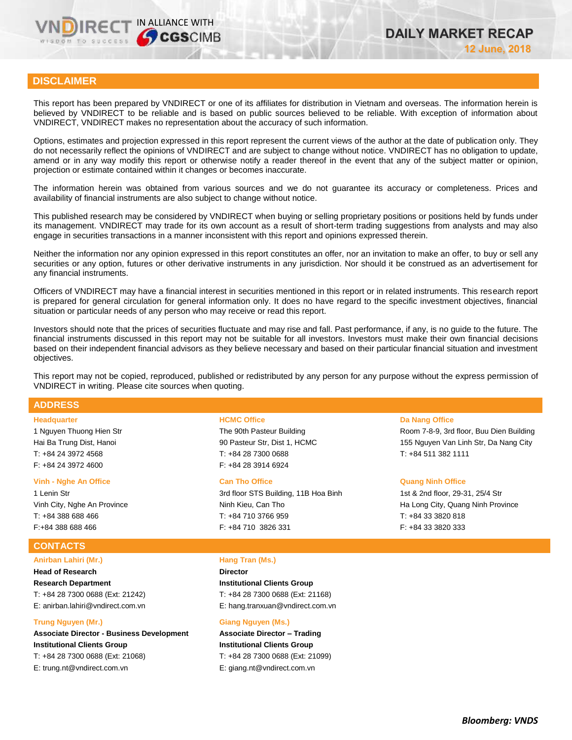DAILY MARKET RECAP

12 June, 2018

## DISCLAIMER

This report has been prepared by VNDIRECT or one of its affiliates for distribution in Vietnam and overseas. The information herein is believed by VNDIRECT to be reliable and is based on public sources believed to be reliable. With exception of information about VNDIRECT, VNDIRECT makes no representation about the accuracy of such information.

Options, estimates and projection expressed in this report represent the current views of the author at the date of publication only. They do not necessarily reflect the opinions of VNDIRECT and are subject to change without notice. VNDIRECT has no obligation to update, amend or in any way modify this report or otherwise notify a reader thereof in the event that any of the subject matter or opinion, projection or estimate contained within it changes or becomes inaccurate.

The information herein was obtained from various sources and we do not guarantee its accuracy or completeness. Prices and availability of financial instruments are also subject to change without notice.

This published research may be considered by VNDIRECT when buying or selling proprietary positions or positions held by funds under its management. VNDIRECT may trade for its own account as a result of short-term trading suggestions from analysts and may also engage in securities transactions in a manner inconsistent with this report and opinions expressed therein.

Neither the information nor any opinion expressed in this report constitutes an offer, nor an invitation to make an offer, to buy or sell any securities or any option, futures or other derivative instruments in any jurisdiction. Nor should it be construed as an advertisement for any financial instruments.

Officers of VNDIRECT may have a financial interest in securities mentioned in this report or in related instruments. This research report is prepared for general circulation for general information only. It does no have regard to the specific investment objectives, financial situation or particular needs of any person who may receive or read this report.

Investors should note that the prices of securities fluctuate and may rise and fall. Past performance, if any, is no guide to the future. The financial instruments discussed in this report may not be suitable for all investors. Investors must make their own financial decisions based on their independent financial advisors as they believe necessary and based on their particular financial situation and investment objectives.

This report may not be copied, reproduced, published or redistributed by any person for any purpose without the express permission of VNDIRECT in writing. Please cite sources when quoting.

## ADDRESS

**Headquarter**
1 Nguyen Thuong Hien Str
Hai Ba Trung Dist, Hanoi
T: +84 24 3972 4568
F: +84 24 3972 4600

**HCMC Office**
The 90th Pasteur Building
90 Pasteur Str, Dist 1, HCMC
T: +84 28 7300 0688
F: +84 28 3914 6924

**Da Nang Office**
Room 7-8-9, 3rd floor, Buu Dien Building
155 Nguyen Van Linh Str, Da Nang City
T: +84 511 382 1111

**Vinh - Nghe An Office**
1 Lenin Str
Vinh City, Nghe An Province
T: +84 388 688 466
F:+84 388 688 466

**Can Tho Office**
3rd floor STS Building, 11B Hoa Binh
Ninh Kieu, Can Tho
T: +84 710 3766 959
F: +84 710 3826 331

**Quang Ninh Office**
1st & 2nd floor, 29-31, 25/4 Str
Ha Long City, Quang Ninh Province
T: +84 33 3820 818
F: +84 33 3820 333

## CONTACTS

**Anirban Lahiri (Mr.)**
**Head of Research**
**Research Department**
T: +84 28 7300 0688 (Ext: 21242)
E: anirban.lahiri@vndirect.com.vn

**Hang Tran (Ms.)**
**Director**
**Institutional Clients Group**
T: +84 28 7300 0688 (Ext: 21168)
E: hang.tranxuan@vndirect.com.vn

**Trung Nguyen (Mr.)**
**Associate Director - Business Development**
**Institutional Clients Group**
T: +84 28 7300 0688 (Ext: 21068)
E: trung.nt@vndirect.com.vn

**Giang Nguyen (Ms.)**
**Associate Director – Trading**
**Institutional Clients Group**
T: +84 28 7300 0688 (Ext: 21099)
E: giang.nt@vndirect.com.vn

*Bloomberg: VNDS*